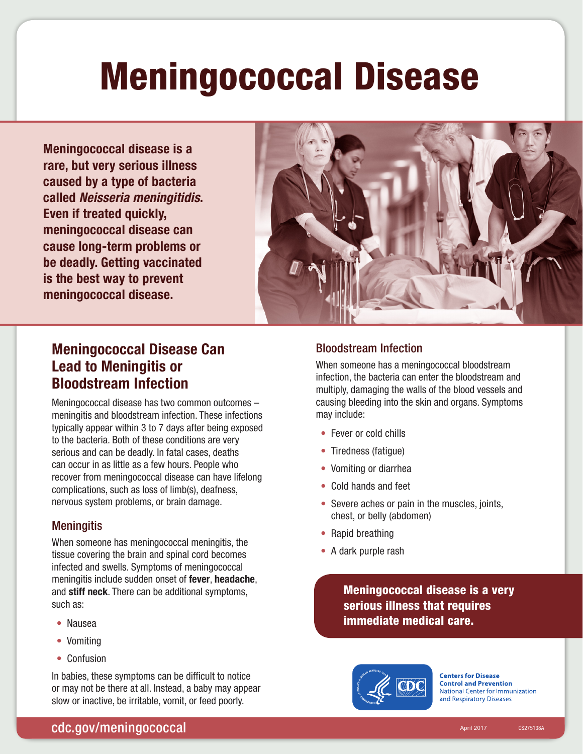# Meningococcal Disease

**Meningococcal disease is a rare, but very serious illness caused by a type of bacteria called *Neisseria meningitidis*. Even if treated quickly, meningococcal disease can cause long-term problems or be deadly. Getting vaccinated is the best way to prevent meningococcal disease.**

## Meningococcal Disease Can Lead to Meningitis or Bloodstream Infection

Meningococcal disease has two common outcomes – meningitis and bloodstream infection. These infections typically appear within 3 to 7 days after being exposed to the bacteria. Both of these conditions are very serious and can be deadly. In fatal cases, deaths can occur in as little as a few hours. People who recover from meningococcal disease can have lifelong complications, such as loss of limb(s), deafness, nervous system problems, or brain damage.

### Meningitis

When someone has meningococcal meningitis, the tissue covering the brain and spinal cord becomes infected and swells. Symptoms of meningococcal meningitis include sudden onset of **fever**, **headache**, and **stiff neck**. There can be additional symptoms, such as:

- Nausea
- Vomiting
- Confusion

In babies, these symptoms can be difficult to notice or may not be there at all. Instead, a baby may appear slow or inactive, be irritable, vomit, or feed poorly.

### Bloodstream Infection

When someone has a meningococcal bloodstream infection, the bacteria can enter the bloodstream and multiply, damaging the walls of the blood vessels and causing bleeding into the skin and organs. Symptoms may include:

- Fever or cold chills
- Tiredness (fatigue)
- Vomiting or diarrhea
- Cold hands and feet
- Severe aches or pain in the muscles, joints, chest, or belly (abdomen)
- Rapid breathing
- A dark purple rash

**Meningococcal disease is a very serious illness that requires immediate medical care.**

Centers for Disease Control and Prevention
National Center for Immunization and Respiratory Diseases

cdc.gov/meningococcal

April 2017 CS275138A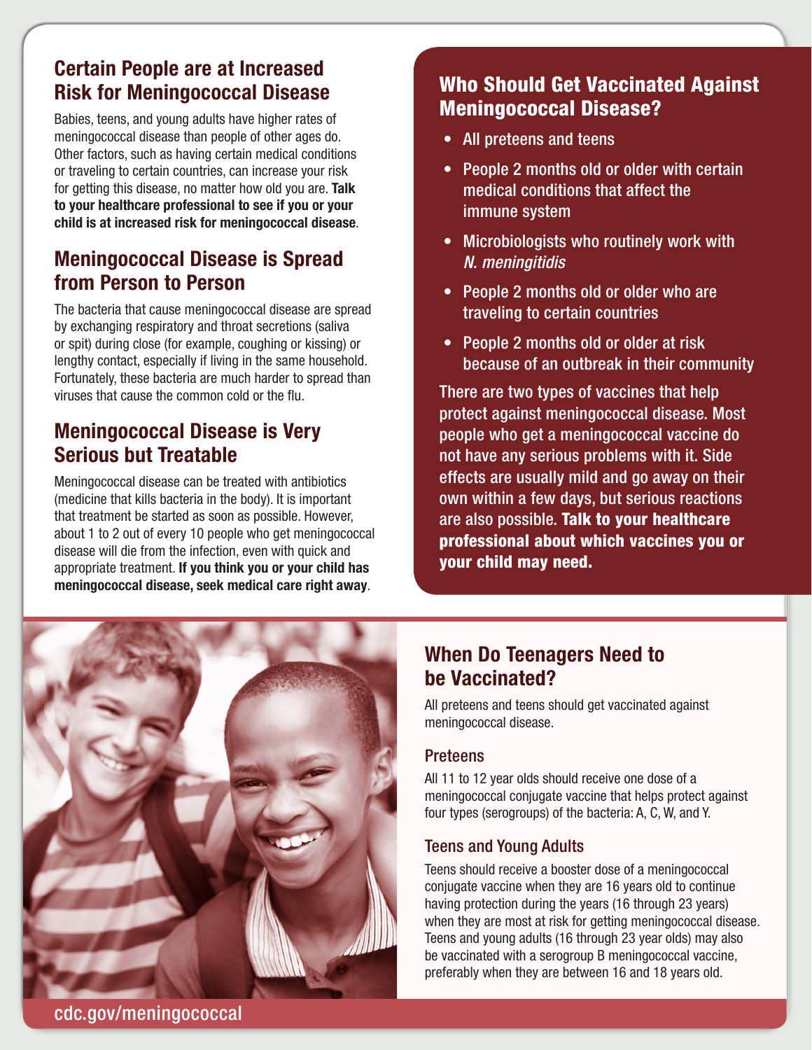## Certain People are at Increased Risk for Meningococcal Disease

Babies, teens, and young adults have higher rates of meningococcal disease than people of other ages do. Other factors, such as having certain medical conditions or traveling to certain countries, can increase your risk for getting this disease, no matter how old you are. **Talk to your healthcare professional to see if you or your child is at increased risk for meningococcal disease**.

## Meningococcal Disease is Spread from Person to Person

The bacteria that cause meningococcal disease are spread by exchanging respiratory and throat secretions (saliva or spit) during close (for example, coughing or kissing) or lengthy contact, especially if living in the same household. Fortunately, these bacteria are much harder to spread than viruses that cause the common cold or the flu.

## Meningococcal Disease is Very Serious but Treatable

Meningococcal disease can be treated with antibiotics (medicine that kills bacteria in the body). It is important that treatment be started as soon as possible. However, about 1 to 2 out of every 10 people who get meningococcal disease will die from the infection, even with quick and appropriate treatment. **If you think you or your child has meningococcal disease, seek medical care right away**.

## Who Should Get Vaccinated Against Meningococcal Disease?

- All preteens and teens
- People 2 months old or older with certain medical conditions that affect the immune system
- Microbiologists who routinely work with *N. meningitidis*
- People 2 months old or older who are traveling to certain countries
- People 2 months old or older at risk because of an outbreak in their community

There are two types of vaccines that help protect against meningococcal disease. Most people who get a meningococcal vaccine do not have any serious problems with it. Side effects are usually mild and go away on their own within a few days, but serious reactions are also possible. **Talk to your healthcare professional about which vaccines you or your child may need.**

## When Do Teenagers Need to be Vaccinated?

All preteens and teens should get vaccinated against meningococcal disease.

### Preteens

All 11 to 12 year olds should receive one dose of a meningococcal conjugate vaccine that helps protect against four types (serogroups) of the bacteria: A, C, W, and Y.

### Teens and Young Adults

Teens should receive a booster dose of a meningococcal conjugate vaccine when they are 16 years old to continue having protection during the years (16 through 23 years) when they are most at risk for getting meningococcal disease. Teens and young adults (16 through 23 year olds) may also be vaccinated with a serogroup B meningococcal vaccine, preferably when they are between 16 and 18 years old.

cdc.gov/meningococcal